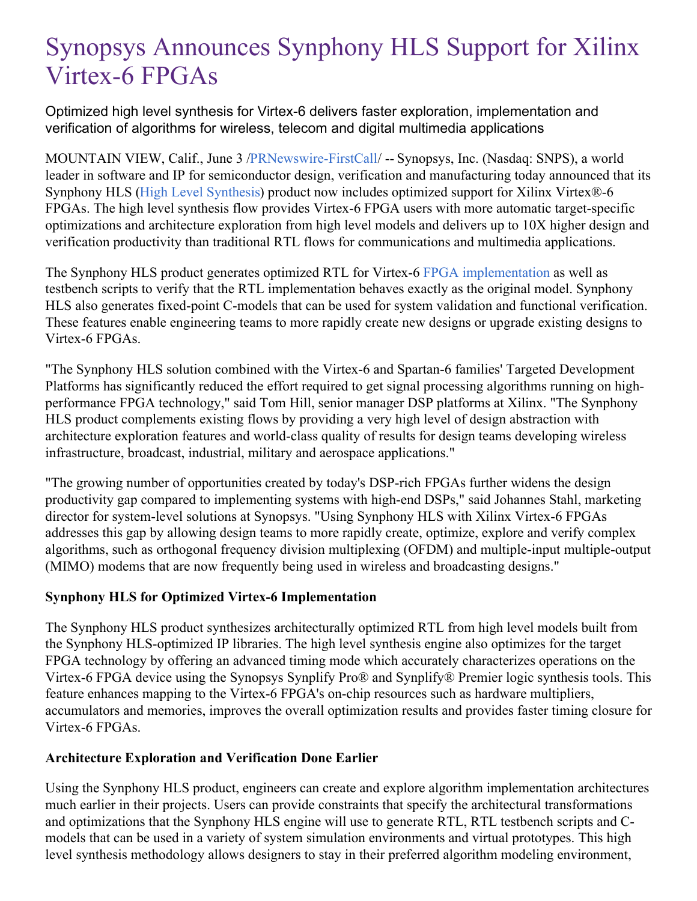# Synopsys Announces Synphony HLS Support for Xilinx Virtex-6 FPGAs

Optimized high level synthesis for Virtex-6 delivers faster exploration, implementation and verification of algorithms for wireless, telecom and digital multimedia applications

MOUNTAIN VIEW, Calif., June 3 /PRNewswire-FirstCall/ -- Synopsys, Inc. (Nasdaq: SNPS), a world leader in software and IP for semiconductor design, verification and manufacturing today announced that its Synphony HLS (High Level Synthesis) product now includes optimized support for Xilinx Virtex®-6 FPGAs. The high level synthesis flow provides Virtex-6 FPGA users with more automatic target-specific optimizations and architecture exploration from high level models and delivers up to 10X higher design and verification productivity than traditional RTL flows for communications and multimedia applications.

The Synphony HLS product generates optimized RTL for Virtex-6 FPGA implementation as well as testbench scripts to verify that the RTL implementation behaves exactly as the original model. Synphony HLS also generates fixed-point C-models that can be used for system validation and functional verification. These features enable engineering teams to more rapidly create new designs or upgrade existing designs to Virtex-6 FPGAs.

"The Synphony HLS solution combined with the Virtex-6 and Spartan-6 families' Targeted Development Platforms has significantly reduced the effort required to get signal processing algorithms running on high-performance FPGA technology," said Tom Hill, senior manager DSP platforms at Xilinx. "The Synphony HLS product complements existing flows by providing a very high level of design abstraction with architecture exploration features and world-class quality of results for design teams developing wireless infrastructure, broadcast, industrial, military and aerospace applications."

"The growing number of opportunities created by today's DSP-rich FPGAs further widens the design productivity gap compared to implementing systems with high-end DSPs," said Johannes Stahl, marketing director for system-level solutions at Synopsys. "Using Synphony HLS with Xilinx Virtex-6 FPGAs addresses this gap by allowing design teams to more rapidly create, optimize, explore and verify complex algorithms, such as orthogonal frequency division multiplexing (OFDM) and multiple-input multiple-output (MIMO) modems that are now frequently being used in wireless and broadcasting designs."

**Synphony HLS for Optimized Virtex-6 Implementation**

The Synphony HLS product synthesizes architecturally optimized RTL from high level models built from the Synphony HLS-optimized IP libraries. The high level synthesis engine also optimizes for the target FPGA technology by offering an advanced timing mode which accurately characterizes operations on the Virtex-6 FPGA device using the Synopsys Synplify Pro® and Synplify® Premier logic synthesis tools. This feature enhances mapping to the Virtex-6 FPGA's on-chip resources such as hardware multipliers, accumulators and memories, improves the overall optimization results and provides faster timing closure for Virtex-6 FPGAs.

**Architecture Exploration and Verification Done Earlier**

Using the Synphony HLS product, engineers can create and explore algorithm implementation architectures much earlier in their projects. Users can provide constraints that specify the architectural transformations and optimizations that the Synphony HLS engine will use to generate RTL, RTL testbench scripts and C-models that can be used in a variety of system simulation environments and virtual prototypes. This high level synthesis methodology allows designers to stay in their preferred algorithm modeling environment,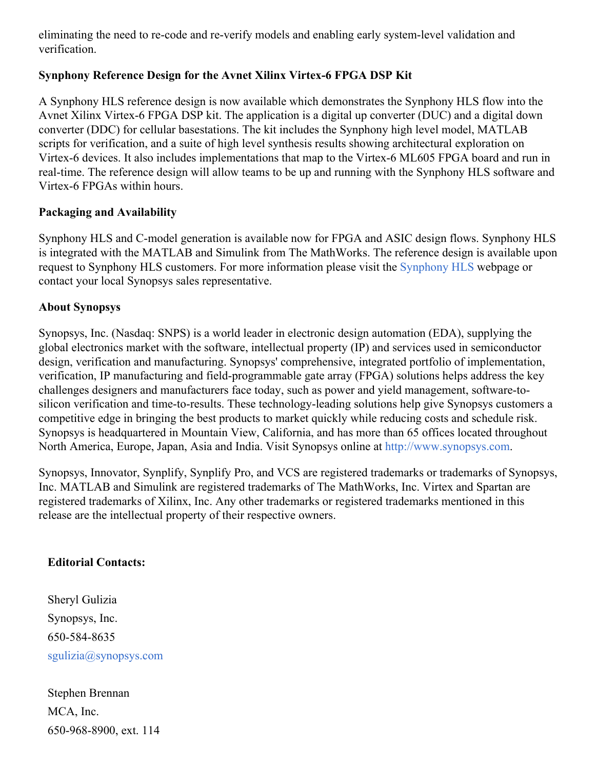eliminating the need to re-code and re-verify models and enabling early system-level validation and verification.

**Synphony Reference Design for the Avnet Xilinx Virtex-6 FPGA DSP Kit**

A Synphony HLS reference design is now available which demonstrates the Synphony HLS flow into the Avnet Xilinx Virtex-6 FPGA DSP kit. The application is a digital up converter (DUC) and a digital down converter (DDC) for cellular basestations. The kit includes the Synphony high level model, MATLAB scripts for verification, and a suite of high level synthesis results showing architectural exploration on Virtex-6 devices. It also includes implementations that map to the Virtex-6 ML605 FPGA board and run in real-time. The reference design will allow teams to be up and running with the Synphony HLS software and Virtex-6 FPGAs within hours.

**Packaging and Availability**

Synphony HLS and C-model generation is available now for FPGA and ASIC design flows. Synphony HLS is integrated with the MATLAB and Simulink from The MathWorks. The reference design is available upon request to Synphony HLS customers. For more information please visit the Synphony HLS webpage or contact your local Synopsys sales representative.

**About Synopsys**

Synopsys, Inc. (Nasdaq: SNPS) is a world leader in electronic design automation (EDA), supplying the global electronics market with the software, intellectual property (IP) and services used in semiconductor design, verification and manufacturing. Synopsys' comprehensive, integrated portfolio of implementation, verification, IP manufacturing and field-programmable gate array (FPGA) solutions helps address the key challenges designers and manufacturers face today, such as power and yield management, software-to-silicon verification and time-to-results. These technology-leading solutions help give Synopsys customers a competitive edge in bringing the best products to market quickly while reducing costs and schedule risk. Synopsys is headquartered in Mountain View, California, and has more than 65 offices located throughout North America, Europe, Japan, Asia and India. Visit Synopsys online at http://www.synopsys.com.

Synopsys, Innovator, Synplify, Synplify Pro, and VCS are registered trademarks or trademarks of Synopsys, Inc. MATLAB and Simulink are registered trademarks of The MathWorks, Inc. Virtex and Spartan are registered trademarks of Xilinx, Inc. Any other trademarks or registered trademarks mentioned in this release are the intellectual property of their respective owners.

**Editorial Contacts:**

Sheryl Gulizia
Synopsys, Inc.
650-584-8635
sgulizia@synopsys.com

Stephen Brennan
MCA, Inc.
650-968-8900, ext. 114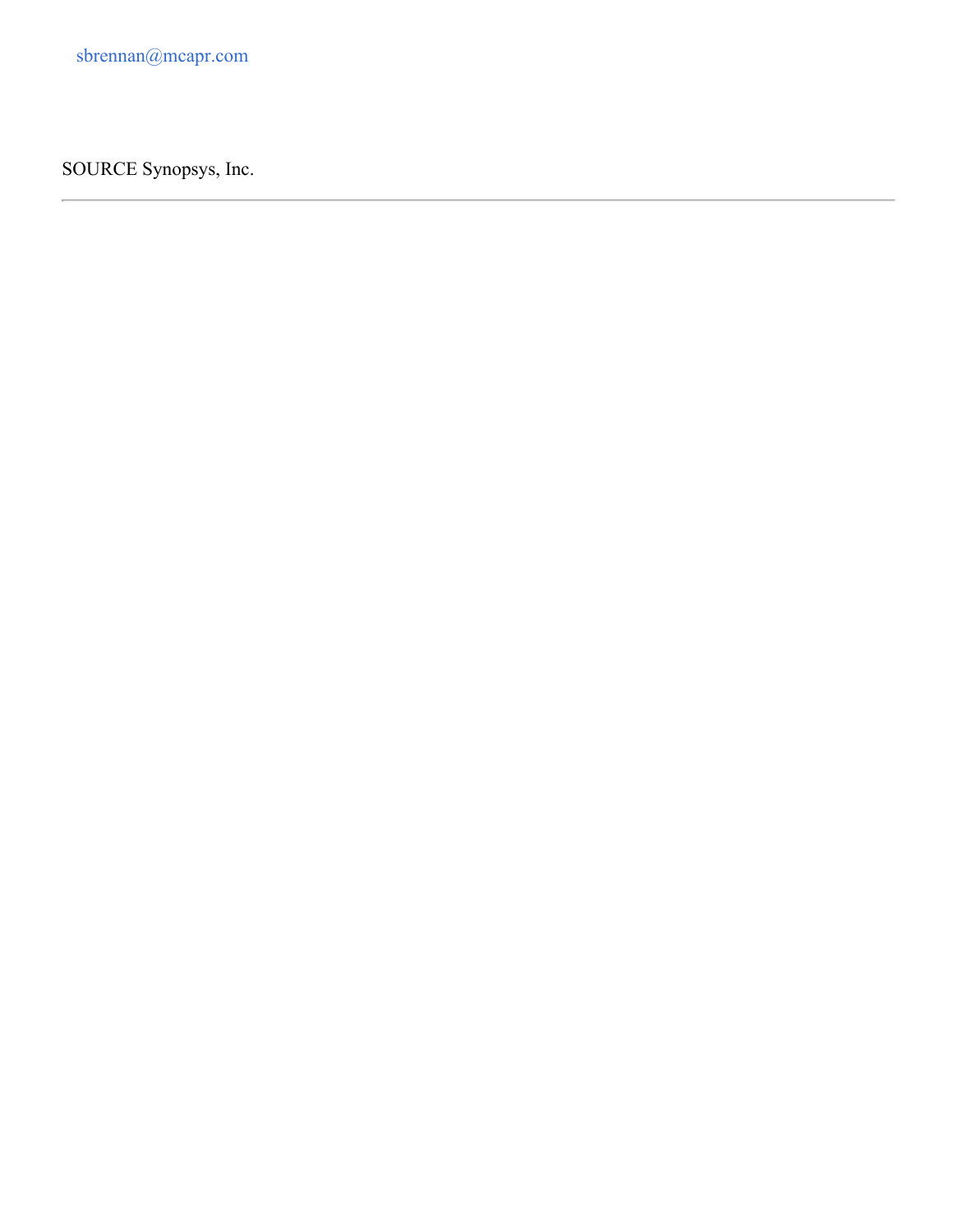sbrennan@mcapr.com

SOURCE Synopsys, Inc.

---